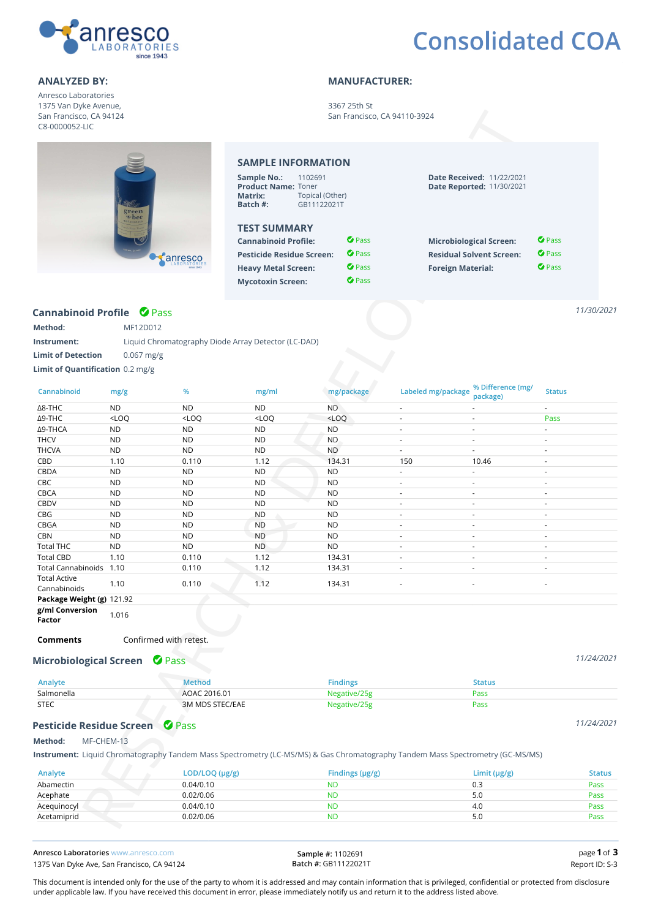# Consolidated COA

anresco LABORATORIES since 1943

**ANALYZED BY:**

Anresco Laboratories
1375 Van Dyke Avenue,
San Francisco, CA 94124
C8-0000052-LIC

**MANUFACTURER:**

3367 25th St
San Francisco, CA 94110-3924

## SAMPLE INFORMATION

**Sample No.:** 1102691
**Product Name:** Toner
**Matrix:** Topical (Other)
**Batch #:** GB11122021T

**Date Received:** 11/22/2021
**Date Reported:** 11/30/2021

## TEST SUMMARY

| | | | |
|---|---|---|---|
| **Cannabinoid Profile:** | Pass | **Microbiological Screen:** | Pass |
| **Pesticide Residue Screen:** | Pass | **Residual Solvent Screen:** | Pass |
| **Heavy Metal Screen:** | Pass | **Foreign Material:** | Pass |
| **Mycotoxin Screen:** | Pass | | |

## Cannabinoid Profile Pass

*11/30/2021*

**Method:** MF12D012
**Instrument:** Liquid Chromatography Diode Array Detector (LC-DAD)
**Limit of Detection** 0.067 mg/g
**Limit of Quantification** 0.2 mg/g

| Cannabinoid | mg/g | % | mg/ml | mg/package | Labeled mg/package | % Difference (mg/package) | Status |
|---|---|---|---|---|---|---|---|
| Δ8-THC | ND | ND | ND | ND | - | - | - |
| Δ9-THC | <LOQ | <LOQ | <LOQ | <LOQ | - | - | Pass |
| Δ9-THCA | ND | ND | ND | ND | - | - | - |
| THCV | ND | ND | ND | ND | - | - | - |
| THCVA | ND | ND | ND | ND | - | - | - |
| CBD | 1.10 | 0.110 | 1.12 | 134.31 | 150 | 10.46 | - |
| CBDA | ND | ND | ND | ND | - | - | - |
| CBC | ND | ND | ND | ND | - | - | - |
| CBCA | ND | ND | ND | ND | - | - | - |
| CBDV | ND | ND | ND | ND | - | - | - |
| CBG | ND | ND | ND | ND | - | - | - |
| CBGA | ND | ND | ND | ND | - | - | - |
| CBN | ND | ND | ND | ND | - | - | - |
| Total THC | ND | ND | ND | ND | - | - | - |
| Total CBD | 1.10 | 0.110 | 1.12 | 134.31 | - | - | - |
| Total Cannabinoids | 1.10 | 0.110 | 1.12 | 134.31 | - | - | - |
| Total Active Cannabinoids | 1.10 | 0.110 | 1.12 | 134.31 | - | - | - |
| **Package Weight (g)** | 121.92 | | | | | | |
| **g/ml Conversion Factor** | 1.016 | | | | | | |

**Comments** Confirmed with retest.

## Microbiological Screen Pass

*11/24/2021*

| Analyte | Method | Findings | Status |
|---|---|---|---|
| Salmonella | AOAC 2016.01 | Negative/25g | Pass |
| STEC | 3M MDS STEC/EAE | Negative/25g | Pass |

## Pesticide Residue Screen Pass

*11/24/2021*

**Method:** MF-CHEM-13
**Instrument:** Liquid Chromatography Tandem Mass Spectrometry (LC-MS/MS) & Gas Chromatography Tandem Mass Spectrometry (GC-MS/MS)

| Analyte | LOD/LOQ (µg/g) | Findings (µg/g) | Limit (µg/g) | Status |
|---|---|---|---|---|
| Abamectin | 0.04/0.10 | ND | 0.3 | Pass |
| Acephate | 0.02/0.06 | ND | 5.0 | Pass |
| Acequinocyl | 0.04/0.10 | ND | 4.0 | Pass |
| Acetamiprid | 0.02/0.06 | ND | 5.0 | Pass |

Anresco Laboratories www.anresco.com
1375 Van Dyke Ave, San Francisco, CA 94124

**Sample #:** 1102691
**Batch #:** GB11122021T

Report ID: S-3

This document is intended only for the use of the party to whom it is addressed and may contain information that is privileged, confidential or protected from disclosure under applicable law. If you have received this document in error, please immediately notify us and return it to the address listed above.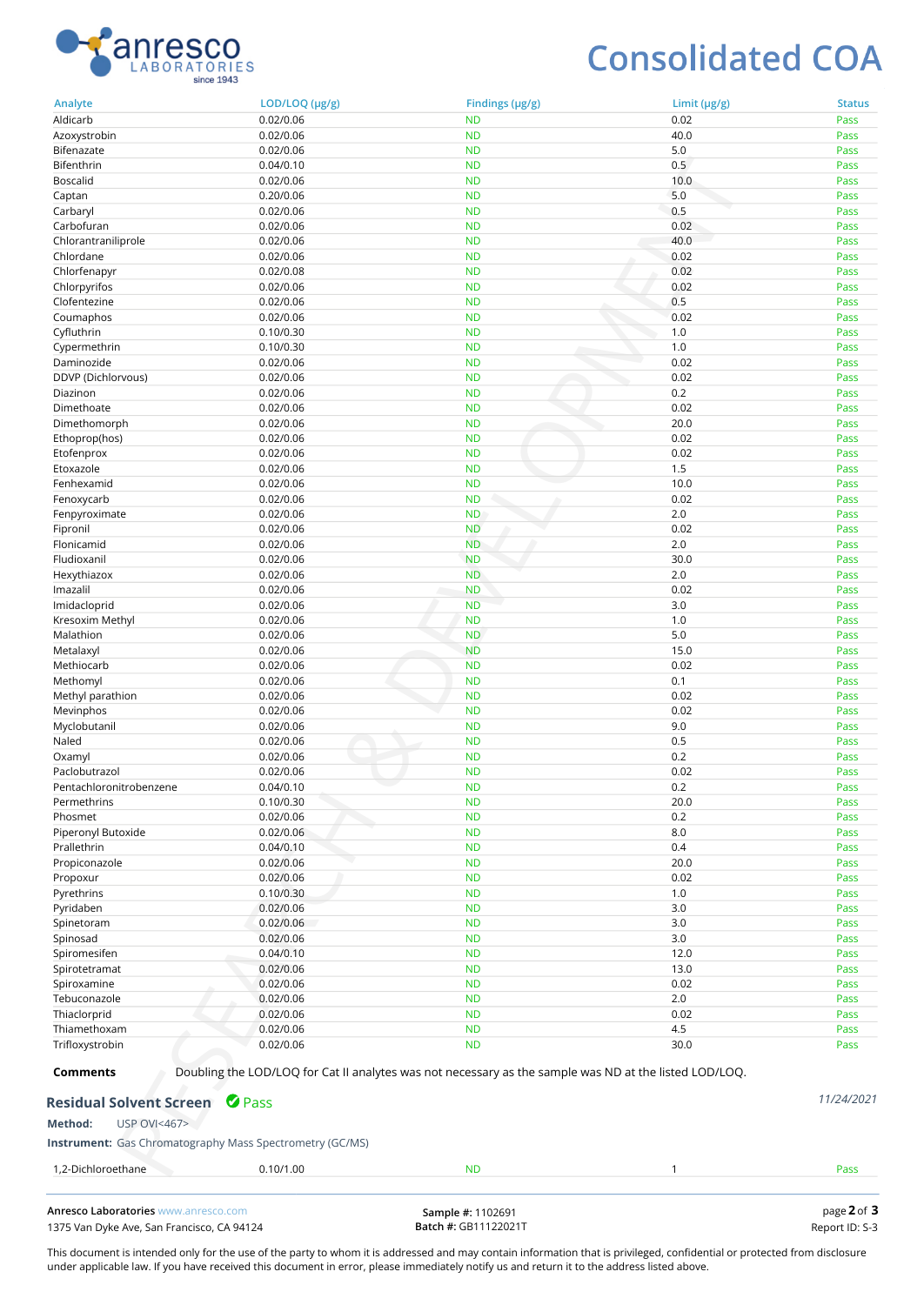# Consolidated COA

| Analyte | LOD/LOQ (µg/g) | Findings (µg/g) | Limit (µg/g) | Status |
|---|---|---|---|---|
| Aldicarb | 0.02/0.06 | ND | 0.02 | Pass |
| Azoxystrobin | 0.02/0.06 | ND | 40.0 | Pass |
| Bifenazate | 0.02/0.06 | ND | 5.0 | Pass |
| Bifenthrin | 0.04/0.10 | ND | 0.5 | Pass |
| Boscalid | 0.02/0.06 | ND | 10.0 | Pass |
| Captan | 0.20/0.06 | ND | 5.0 | Pass |
| Carbaryl | 0.02/0.06 | ND | 0.5 | Pass |
| Carbofuran | 0.02/0.06 | ND | 0.02 | Pass |
| Chlorantraniliprole | 0.02/0.06 | ND | 40.0 | Pass |
| Chlordane | 0.02/0.06 | ND | 0.02 | Pass |
| Chlorfenapyr | 0.02/0.08 | ND | 0.02 | Pass |
| Chlorpyrifos | 0.02/0.06 | ND | 0.02 | Pass |
| Clofentezine | 0.02/0.06 | ND | 0.5 | Pass |
| Coumaphos | 0.02/0.06 | ND | 0.02 | Pass |
| Cyfluthrin | 0.10/0.30 | ND | 1.0 | Pass |
| Cypermethrin | 0.10/0.30 | ND | 1.0 | Pass |
| Daminozide | 0.02/0.06 | ND | 0.02 | Pass |
| DDVP (Dichlorvous) | 0.02/0.06 | ND | 0.02 | Pass |
| Diazinon | 0.02/0.06 | ND | 0.2 | Pass |
| Dimethoate | 0.02/0.06 | ND | 0.02 | Pass |
| Dimethomorph | 0.02/0.06 | ND | 20.0 | Pass |
| Ethoprop(hos) | 0.02/0.06 | ND | 0.02 | Pass |
| Etofenprox | 0.02/0.06 | ND | 0.02 | Pass |
| Etoxazole | 0.02/0.06 | ND | 1.5 | Pass |
| Fenhexamid | 0.02/0.06 | ND | 10.0 | Pass |
| Fenoxycarb | 0.02/0.06 | ND | 0.02 | Pass |
| Fenpyroximate | 0.02/0.06 | ND | 2.0 | Pass |
| Fipronil | 0.02/0.06 | ND | 0.02 | Pass |
| Flonicamid | 0.02/0.06 | ND | 2.0 | Pass |
| Fludioxanil | 0.02/0.06 | ND | 30.0 | Pass |
| Hexythiazox | 0.02/0.06 | ND | 2.0 | Pass |
| Imazalil | 0.02/0.06 | ND | 0.02 | Pass |
| Imidacloprid | 0.02/0.06 | ND | 3.0 | Pass |
| Kresoxim Methyl | 0.02/0.06 | ND | 1.0 | Pass |
| Malathion | 0.02/0.06 | ND | 5.0 | Pass |
| Metalaxyl | 0.02/0.06 | ND | 15.0 | Pass |
| Methiocarb | 0.02/0.06 | ND | 0.02 | Pass |
| Methomyl | 0.02/0.06 | ND | 0.1 | Pass |
| Methyl parathion | 0.02/0.06 | ND | 0.02 | Pass |
| Mevinphos | 0.02/0.06 | ND | 0.02 | Pass |
| Myclobutanil | 0.02/0.06 | ND | 9.0 | Pass |
| Naled | 0.02/0.06 | ND | 0.5 | Pass |
| Oxamyl | 0.02/0.06 | ND | 0.2 | Pass |
| Paclobutrazol | 0.02/0.06 | ND | 0.02 | Pass |
| Pentachloronitrobenzene | 0.04/0.10 | ND | 0.2 | Pass |
| Permethrins | 0.10/0.30 | ND | 20.0 | Pass |
| Phosmet | 0.02/0.06 | ND | 0.2 | Pass |
| Piperonyl Butoxide | 0.02/0.06 | ND | 8.0 | Pass |
| Prallethrin | 0.04/0.10 | ND | 0.4 | Pass |
| Propiconazole | 0.02/0.06 | ND | 20.0 | Pass |
| Propoxur | 0.02/0.06 | ND | 0.02 | Pass |
| Pyrethrins | 0.10/0.30 | ND | 1.0 | Pass |
| Pyridaben | 0.02/0.06 | ND | 3.0 | Pass |
| Spinetoram | 0.02/0.06 | ND | 3.0 | Pass |
| Spinosad | 0.02/0.06 | ND | 3.0 | Pass |
| Spiromesifen | 0.04/0.10 | ND | 12.0 | Pass |
| Spirotetramat | 0.02/0.06 | ND | 13.0 | Pass |
| Spiroxamine | 0.02/0.06 | ND | 0.02 | Pass |
| Tebuconazole | 0.02/0.06 | ND | 2.0 | Pass |
| Thiacloprid | 0.02/0.06 | ND | 0.02 | Pass |
| Thiamethoxam | 0.02/0.06 | ND | 4.5 | Pass |
| Trifloxystrobin | 0.02/0.06 | ND | 30.0 | Pass |

**Comments** Doubling the LOD/LOQ for Cat II analytes was not necessary as the sample was ND at the listed LOD/LOQ.

## Residual Solvent Screen ✔ Pass

*11/24/2021*

**Method:** USP OVI<467>

**Instrument:** Gas Chromatography Mass Spectrometry (GC/MS)

| | | | | |
|---|---|---|---|---|
| 1,2-Dichloroethane | 0.10/1.00 | ND | 1 | Pass |

**Anresco Laboratories** www.anresco.com
1375 Van Dyke Ave, San Francisco, CA 94124

**Sample #:** 1102691
**Batch #:** GB11122021T

Report ID: S-3

This document is intended only for the use of the party to whom it is addressed and may contain information that is privileged, confidential or protected from disclosure under applicable law. If you have received this document in error, please immediately notify us and return it to the address listed above.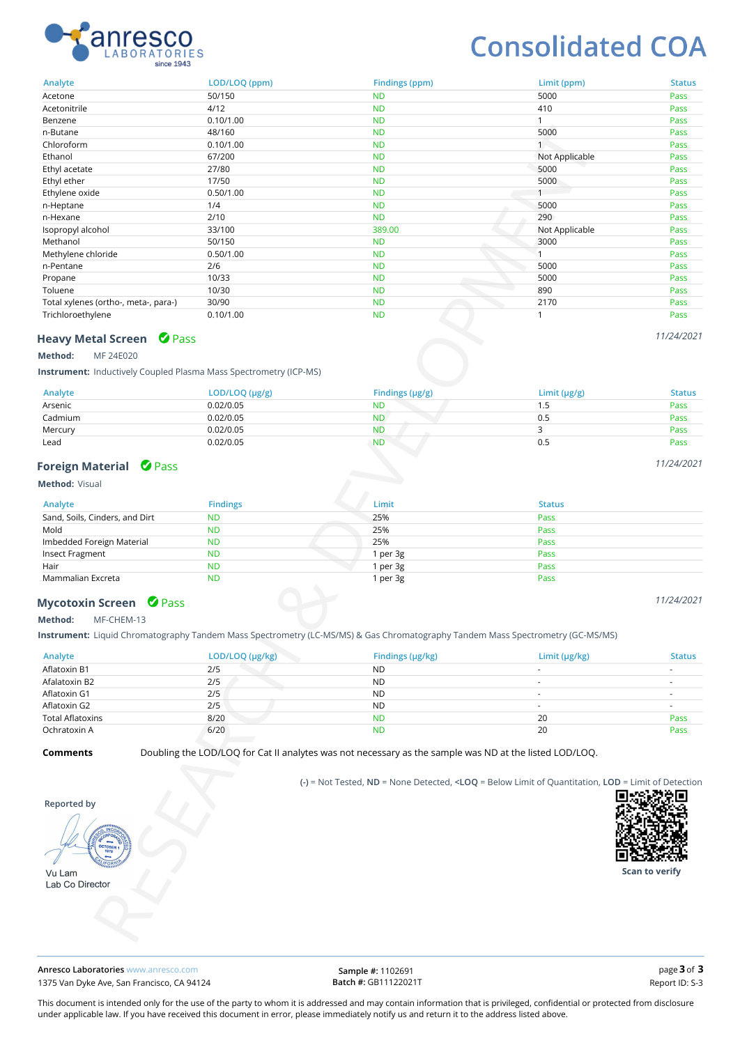# Consolidated COA

| Analyte | LOD/LOQ (ppm) | Findings (ppm) | Limit (ppm) | Status |
|---|---|---|---|---|
| Acetone | 50/150 | ND | 5000 | Pass |
| Acetonitrile | 4/12 | ND | 410 | Pass |
| Benzene | 0.10/1.00 | ND | 1 | Pass |
| n-Butane | 48/160 | ND | 5000 | Pass |
| Chloroform | 0.10/1.00 | ND | 1 | Pass |
| Ethanol | 67/200 | ND | Not Applicable | Pass |
| Ethyl acetate | 27/80 | ND | 5000 | Pass |
| Ethyl ether | 17/50 | ND | 5000 | Pass |
| Ethylene oxide | 0.50/1.00 | ND | 1 | Pass |
| n-Heptane | 1/4 | ND | 5000 | Pass |
| n-Hexane | 2/10 | ND | 290 | Pass |
| Isopropyl alcohol | 33/100 | 389.00 | Not Applicable | Pass |
| Methanol | 50/150 | ND | 3000 | Pass |
| Methylene chloride | 0.50/1.00 | ND | 1 | Pass |
| n-Pentane | 2/6 | ND | 5000 | Pass |
| Propane | 10/33 | ND | 5000 | Pass |
| Toluene | 10/30 | ND | 890 | Pass |
| Total xylenes (ortho-, meta-, para-) | 30/90 | ND | 2170 | Pass |
| Trichloroethylene | 0.10/1.00 | ND | 1 | Pass |

## Heavy Metal Screen ✔ Pass

*11/24/2021*

**Method:** MF 24E020

**Instrument:** Inductively Coupled Plasma Mass Spectrometry (ICP-MS)

| Analyte | LOD/LOQ (µg/g) | Findings (µg/g) | Limit (µg/g) | Status |
|---|---|---|---|---|
| Arsenic | 0.02/0.05 | ND | 1.5 | Pass |
| Cadmium | 0.02/0.05 | ND | 0.5 | Pass |
| Mercury | 0.02/0.05 | ND | 3 | Pass |
| Lead | 0.02/0.05 | ND | 0.5 | Pass |

## Foreign Material ✔ Pass

*11/24/2021*

**Method:** Visual

| Analyte | Findings | Limit | Status |
|---|---|---|---|
| Sand, Soils, Cinders, and Dirt | ND | 25% | Pass |
| Mold | ND | 25% | Pass |
| Imbedded Foreign Material | ND | 25% | Pass |
| Insect Fragment | ND | 1 per 3g | Pass |
| Hair | ND | 1 per 3g | Pass |
| Mammalian Excreta | ND | 1 per 3g | Pass |

## Mycotoxin Screen ✔ Pass

*11/24/2021*

**Method:** MF-CHEM-13

**Instrument:** Liquid Chromatography Tandem Mass Spectrometry (LC-MS/MS) & Gas Chromatography Tandem Mass Spectrometry (GC-MS/MS)

| Analyte | LOD/LOQ (µg/kg) | Findings (µg/kg) | Limit (µg/kg) | Status |
|---|---|---|---|---|
| Aflatoxin B1 | 2/5 | ND | - | - |
| Afalatoxin B2 | 2/5 | ND | - | - |
| Aflatoxin G1 | 2/5 | ND | - | - |
| Aflatoxin G2 | 2/5 | ND | - | - |
| Total Aflatoxins | 8/20 | ND | 20 | Pass |
| Ochratoxin A | 6/20 | ND | 20 | Pass |

**Comments** Doubling the LOD/LOQ for Cat II analytes was not necessary as the sample was ND at the listed LOD/LOQ.

(-) = Not Tested, **ND** = None Detected, **<LOQ** = Below Limit of Quantitation, **LOD** = Limit of Detection

Reported by

Vu Lam
Lab Co Director

**Scan to verify**

**Anresco Laboratories** www.anresco.com
1375 Van Dyke Ave, San Francisco, CA 94124

**Sample #:** 1102691
**Batch #:** GB11122021T

Report ID: S-3

This document is intended only for the use of the party to which it is addressed and may contain information that is privileged, confidential or protected from disclosure under applicable law. If you have received this document in error, please immediately notify us and return it to the address listed above.